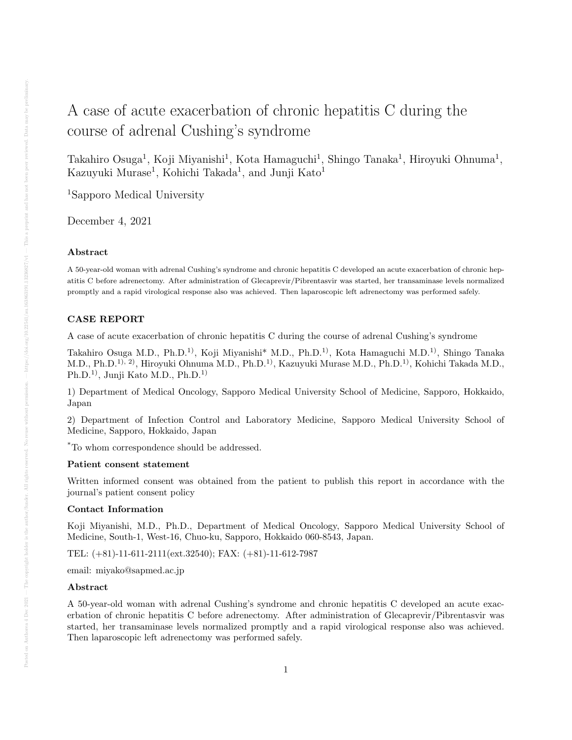# A case of acute exacerbation of chronic hepatitis C during the course of adrenal Cushing's syndrome

Takahiro Osuga[1], Koji Miyanishi[1], Kota Hamaguchi[1], Shingo Tanaka[1], Hiroyuki Ohnuma[1], Kazuyuki Murase[1], Kohichi Takada[1], and Junji Kato[1]

[1]Sapporo Medical University

December 4, 2021

### Abstract

A 50-year-old woman with adrenal Cushing's syndrome and chronic hepatitis C developed an acute exacerbation of chronic hepatitis C before adrenectomy. After administration of Glecaprevir/Pibrentasvir was started, her transaminase levels normalized promptly and a rapid virological response also was achieved. Then laparoscopic left adrenectomy was performed safely.

### CASE REPORT

A case of acute exacerbation of chronic hepatitis C during the course of adrenal Cushing's syndrome

Takahiro Osuga M.D., Ph.D.[1)], Koji Miyanishi* M.D., Ph.D.[1)], Kota Hamaguchi M.D.[1)], Shingo Tanaka M.D., Ph.D.[1), 2)], Hiroyuki Ohnuma M.D., Ph.D.[1)], Kazuyuki Murase M.D., Ph.D.[1)], Kohichi Takada M.D., Ph.D.[1)], Junji Kato M.D., Ph.D.[1)]

1) Department of Medical Oncology, Sapporo Medical University School of Medicine, Sapporo, Hokkaido, Japan

2) Department of Infection Control and Laboratory Medicine, Sapporo Medical University School of Medicine, Sapporo, Hokkaido, Japan

*To whom correspondence should be addressed.

### Patient consent statement

Written informed consent was obtained from the patient to publish this report in accordance with the journal's patient consent policy

### Contact Information

Koji Miyanishi, M.D., Ph.D., Department of Medical Oncology, Sapporo Medical University School of Medicine, South-1, West-16, Chuo-ku, Sapporo, Hokkaido 060-8543, Japan.

TEL: (+81)-11-611-2111(ext.32540); FAX: (+81)-11-612-7987

email: miyako@sapmed.ac.jp

### Abstract

A 50-year-old woman with adrenal Cushing's syndrome and chronic hepatitis C developed an acute exacerbation of chronic hepatitis C before adrenectomy. After administration of Glecaprevir/Pibrentasvir was started, her transaminase levels normalized promptly and a rapid virological response also was achieved. Then laparoscopic left adrenectomy was performed safely.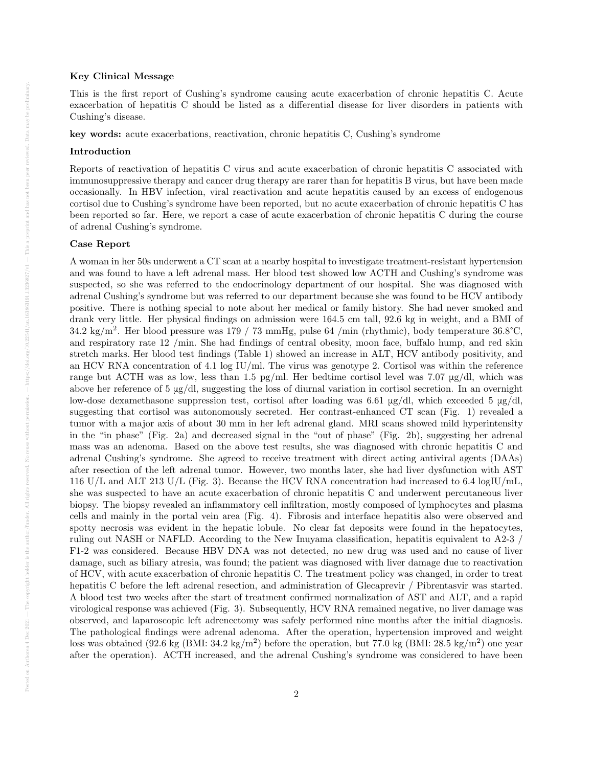### Key Clinical Message

This is the first report of Cushing's syndrome causing acute exacerbation of chronic hepatitis C. Acute exacerbation of hepatitis C should be listed as a differential disease for liver disorders in patients with Cushing's disease.

**key words:** acute exacerbations, reactivation, chronic hepatitis C, Cushing's syndrome

### Introduction

Reports of reactivation of hepatitis C virus and acute exacerbation of chronic hepatitis C associated with immunosuppressive therapy and cancer drug therapy are rarer than for hepatitis B virus, but have been made occasionally. In HBV infection, viral reactivation and acute hepatitis caused by an excess of endogenous cortisol due to Cushing's syndrome have been reported, but no acute exacerbation of chronic hepatitis C has been reported so far. Here, we report a case of acute exacerbation of chronic hepatitis C during the course of adrenal Cushing's syndrome.

### Case Report

A woman in her 50s underwent a CT scan at a nearby hospital to investigate treatment-resistant hypertension and was found to have a left adrenal mass. Her blood test showed low ACTH and Cushing's syndrome was suspected, so she was referred to the endocrinology department of our hospital. She was diagnosed with adrenal Cushing's syndrome but was referred to our department because she was found to be HCV antibody positive. There is nothing special to note about her medical or family history. She had never smoked and drank very little. Her physical findings on admission were 164.5 cm tall, 92.6 kg in weight, and a BMI of 34.2 kg/m$^2$. Her blood pressure was 179 / 73 mmHg, pulse 64 /min (rhythmic), body temperature 36.8°C, and respiratory rate 12 /min. She had findings of central obesity, moon face, buffalo hump, and red skin stretch marks. Her blood test findings (Table 1) showed an increase in ALT, HCV antibody positivity, and an HCV RNA concentration of 4.1 log IU/ml. The virus was genotype 2. Cortisol was within the reference range but ACTH was as low, less than 1.5 pg/ml. Her bedtime cortisol level was 7.07 μg/dl, which was above her reference of 5 μg/dl, suggesting the loss of diurnal variation in cortisol secretion. In an overnight low-dose dexamethasone suppression test, cortisol after loading was 6.61 μg/dl, which exceeded 5 μg/dl, suggesting that cortisol was autonomously secreted. Her contrast-enhanced CT scan (Fig. 1) revealed a tumor with a major axis of about 30 mm in her left adrenal gland. MRI scans showed mild hyperintensity in the "in phase" (Fig. 2a) and decreased signal in the "out of phase" (Fig. 2b), suggesting her adrenal mass was an adenoma. Based on the above test results, she was diagnosed with chronic hepatitis C and adrenal Cushing's syndrome. She agreed to receive treatment with direct acting antiviral agents (DAAs) after resection of the left adrenal tumor. However, two months later, she had liver dysfunction with AST 116 U/L and ALT 213 U/L (Fig. 3). Because the HCV RNA concentration had increased to 6.4 logIU/mL, she was suspected to have an acute exacerbation of chronic hepatitis C and underwent percutaneous liver biopsy. The biopsy revealed an inflammatory cell infiltration, mostly composed of lymphocytes and plasma cells and mainly in the portal vein area (Fig. 4). Fibrosis and interface hepatitis also were observed and spotty necrosis was evident in the hepatic lobule. No clear fat deposits were found in the hepatocytes, ruling out NASH or NAFLD. According to the New Inuyama classification, hepatitis equivalent to A2-3 / F1-2 was considered. Because HBV DNA was not detected, no new drug was used and no cause of liver damage, such as biliary atresia, was found; the patient was diagnosed with liver damage due to reactivation of HCV, with acute exacerbation of chronic hepatitis C. The treatment policy was changed, in order to treat hepatitis C before the left adrenal resection, and administration of Glecaprevir / Pibrentasvir was started. A blood test two weeks after the start of treatment confirmed normalization of AST and ALT, and a rapid virological response was achieved (Fig. 3). Subsequently, HCV RNA remained negative, no liver damage was observed, and laparoscopic left adrenectomy was safely performed nine months after the initial diagnosis. The pathological findings were adrenal adenoma. After the operation, hypertension improved and weight loss was obtained (92.6 kg (BMI: 34.2 kg/m$^2$) before the operation, but 77.0 kg (BMI: 28.5 kg/m$^2$) one year after the operation). ACTH increased, and the adrenal Cushing's syndrome was considered to have been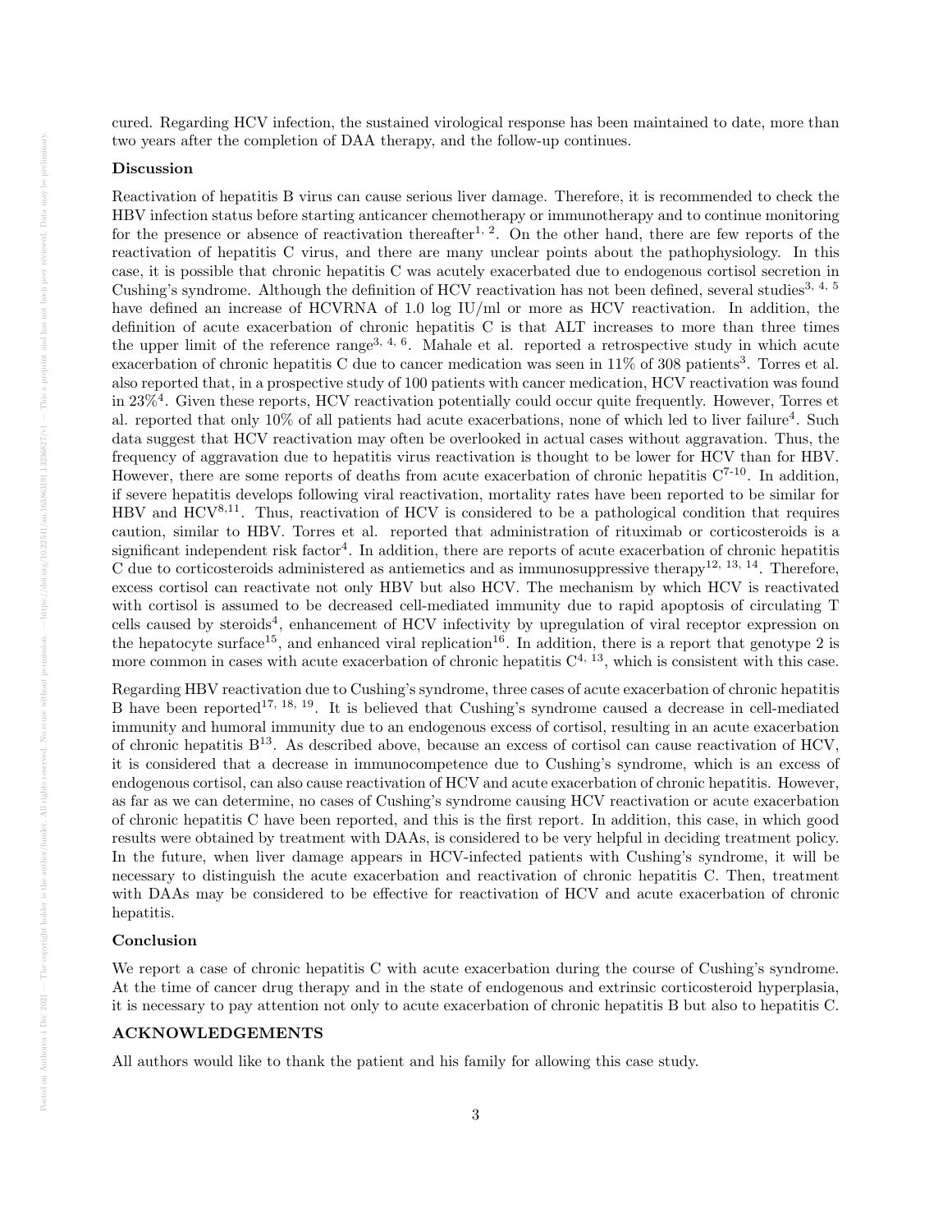cured. Regarding HCV infection, the sustained virological response has been maintained to date, more than two years after the completion of DAA therapy, and the follow-up continues.

### Discussion

Reactivation of hepatitis B virus can cause serious liver damage. Therefore, it is recommended to check the HBV infection status before starting anticancer chemotherapy or immunotherapy and to continue monitoring for the presence or absence of reactivation thereafter[1, 2]. On the other hand, there are few reports of the reactivation of hepatitis C virus, and there are many unclear points about the pathophysiology. In this case, it is possible that chronic hepatitis C was acutely exacerbated due to endogenous cortisol secretion in Cushing's syndrome. Although the definition of HCV reactivation has not been defined, several studies[3, 4, 5] have defined an increase of HCVRNA of 1.0 log IU/ml or more as HCV reactivation. In addition, the definition of acute exacerbation of chronic hepatitis C is that ALT increases to more than three times the upper limit of the reference range[3, 4, 6]. Mahale et al. reported a retrospective study in which acute exacerbation of chronic hepatitis C due to cancer medication was seen in 11% of 308 patients[3]. Torres et al. also reported that, in a prospective study of 100 patients with cancer medication, HCV reactivation was found in 23%[4]. Given these reports, HCV reactivation potentially could occur quite frequently. However, Torres et al. reported that only 10% of all patients had acute exacerbations, none of which led to liver failure[4]. Such data suggest that HCV reactivation may often be overlooked in actual cases without aggravation. Thus, the frequency of aggravation due to hepatitis virus reactivation is thought to be lower for HCV than for HBV. However, there are some reports of deaths from acute exacerbation of chronic hepatitis C[7-10]. In addition, if severe hepatitis develops following viral reactivation, mortality rates have been reported to be similar for HBV and HCV[8,11]. Thus, reactivation of HCV is considered to be a pathological condition that requires caution, similar to HBV. Torres et al. reported that administration of rituximab or corticosteroids is a significant independent risk factor[4]. In addition, there are reports of acute exacerbation of chronic hepatitis C due to corticosteroids administered as antiemetics and as immunosuppressive therapy[12, 13, 14]. Therefore, excess cortisol can reactivate not only HBV but also HCV. The mechanism by which HCV is reactivated with cortisol is assumed to be decreased cell-mediated immunity due to rapid apoptosis of circulating T cells caused by steroids[4], enhancement of HCV infectivity by upregulation of viral receptor expression on the hepatocyte surface[15], and enhanced viral replication[16]. In addition, there is a report that genotype 2 is more common in cases with acute exacerbation of chronic hepatitis C[4, 13], which is consistent with this case.

Regarding HBV reactivation due to Cushing's syndrome, three cases of acute exacerbation of chronic hepatitis B have been reported[17, 18, 19]. It is believed that Cushing's syndrome caused a decrease in cell-mediated immunity and humoral immunity due to an endogenous excess of cortisol, resulting in an acute exacerbation of chronic hepatitis B[13]. As described above, because an excess of cortisol can cause reactivation of HCV, it is considered that a decrease in immunocompetence due to Cushing's syndrome, which is an excess of endogenous cortisol, can also cause reactivation of HCV and acute exacerbation of chronic hepatitis. However, as far as we can determine, no cases of Cushing's syndrome causing HCV reactivation or acute exacerbation of chronic hepatitis C have been reported, and this is the first report. In addition, this case, in which good results were obtained by treatment with DAAs, is considered to be very helpful in deciding treatment policy. In the future, when liver damage appears in HCV-infected patients with Cushing's syndrome, it will be necessary to distinguish the acute exacerbation and reactivation of chronic hepatitis C. Then, treatment with DAAs may be considered to be effective for reactivation of HCV and acute exacerbation of chronic hepatitis.

### Conclusion

We report a case of chronic hepatitis C with acute exacerbation during the course of Cushing's syndrome. At the time of cancer drug therapy and in the state of endogenous and extrinsic corticosteroid hyperplasia, it is necessary to pay attention not only to acute exacerbation of chronic hepatitis B but also to hepatitis C.

### ACKNOWLEDGEMENTS

All authors would like to thank the patient and his family for allowing this case study.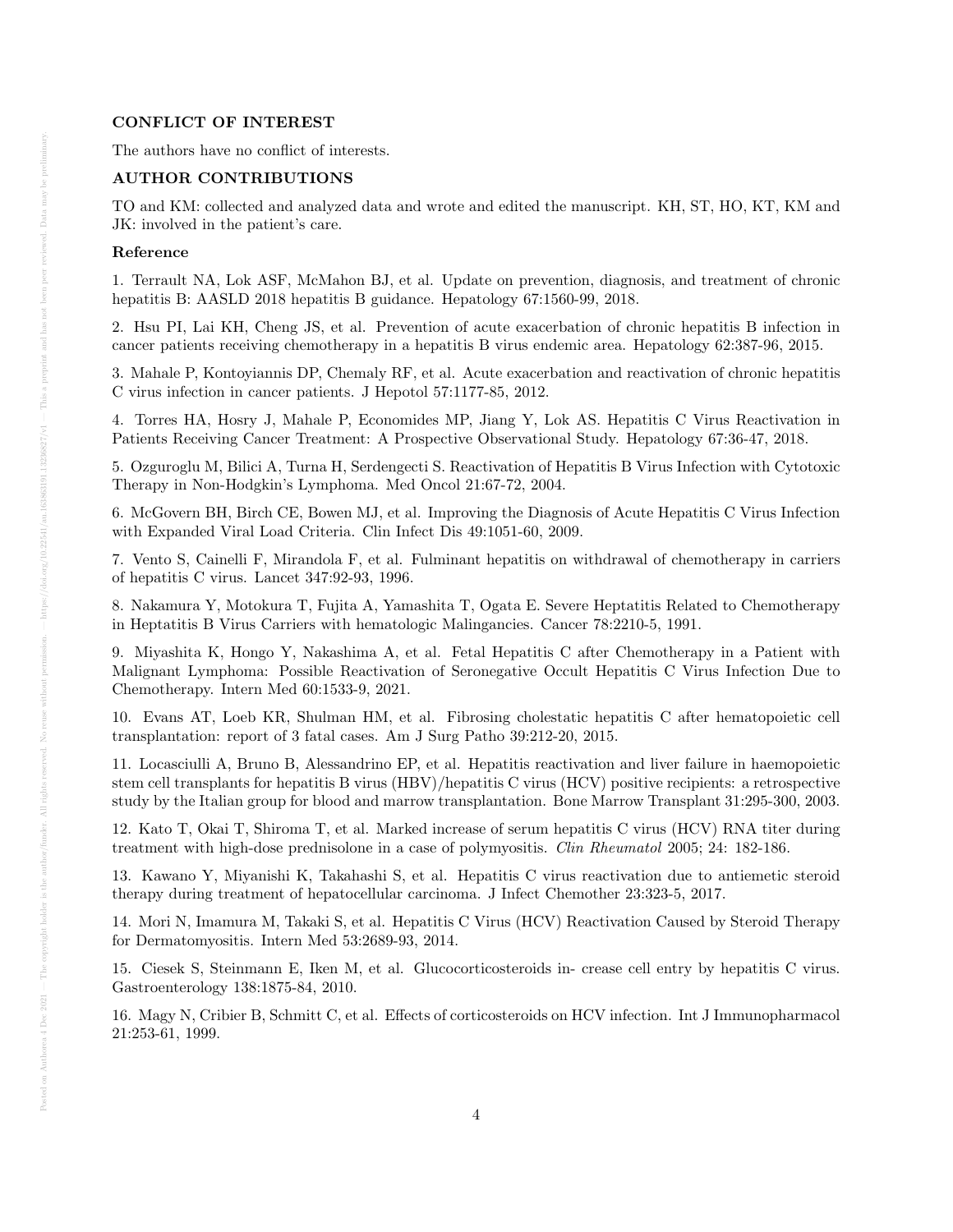### CONFLICT OF INTEREST

The authors have no conflict of interests.

### AUTHOR CONTRIBUTIONS

TO and KM: collected and analyzed data and wrote and edited the manuscript. KH, ST, HO, KT, KM and JK: involved in the patient's care.

#### Reference

1. Terrault NA, Lok ASF, McMahon BJ, et al. Update on prevention, diagnosis, and treatment of chronic hepatitis B: AASLD 2018 hepatitis B guidance. Hepatology 67:1560-99, 2018.

2. Hsu PI, Lai KH, Cheng JS, et al. Prevention of acute exacerbation of chronic hepatitis B infection in cancer patients receiving chemotherapy in a hepatitis B virus endemic area. Hepatology 62:387-96, 2015.

3. Mahale P, Kontoyiannis DP, Chemaly RF, et al. Acute exacerbation and reactivation of chronic hepatitis C virus infection in cancer patients. J Hepotol 57:1177-85, 2012.

4. Torres HA, Hosry J, Mahale P, Economides MP, Jiang Y, Lok AS. Hepatitis C Virus Reactivation in Patients Receiving Cancer Treatment: A Prospective Observational Study. Hepatology 67:36-47, 2018.

5. Ozguroglu M, Bilici A, Turna H, Serdengecti S. Reactivation of Hepatitis B Virus Infection with Cytotoxic Therapy in Non-Hodgkin's Lymphoma. Med Oncol 21:67-72, 2004.

6. McGovern BH, Birch CE, Bowen MJ, et al. Improving the Diagnosis of Acute Hepatitis C Virus Infection with Expanded Viral Load Criteria. Clin Infect Dis 49:1051-60, 2009.

7. Vento S, Cainelli F, Mirandola F, et al. Fulminant hepatitis on withdrawal of chemotherapy in carriers of hepatitis C virus. Lancet 347:92-93, 1996.

8. Nakamura Y, Motokura T, Fujita A, Yamashita T, Ogata E. Severe Heptatitis Related to Chemotherapy in Heptatitis B Virus Carriers with hematologic Malingancies. Cancer 78:2210-5, 1991.

9. Miyashita K, Hongo Y, Nakashima A, et al. Fetal Hepatitis C after Chemotherapy in a Patient with Malignant Lymphoma: Possible Reactivation of Seronegative Occult Hepatitis C Virus Infection Due to Chemotherapy. Intern Med 60:1533-9, 2021.

10. Evans AT, Loeb KR, Shulman HM, et al. Fibrosing cholestatic hepatitis C after hematopoietic cell transplantation: report of 3 fatal cases. Am J Surg Patho 39:212-20, 2015.

11. Locasciulli A, Bruno B, Alessandrino EP, et al. Hepatitis reactivation and liver failure in haemopoietic stem cell transplants for hepatitis B virus (HBV)/hepatitis C virus (HCV) positive recipients: a retrospective study by the Italian group for blood and marrow transplantation. Bone Marrow Transplant 31:295-300, 2003.

12. Kato T, Okai T, Shiroma T, et al. Marked increase of serum hepatitis C virus (HCV) RNA titer during treatment with high-dose prednisolone in a case of polymyositis. *Clin Rheumatol* 2005; 24: 182-186.

13. Kawano Y, Miyanishi K, Takahashi S, et al. Hepatitis C virus reactivation due to antiemetic steroid therapy during treatment of hepatocellular carcinoma. J Infect Chemother 23:323-5, 2017.

14. Mori N, Imamura M, Takaki S, et al. Hepatitis C Virus (HCV) Reactivation Caused by Steroid Therapy for Dermatomyositis. Intern Med 53:2689-93, 2014.

15. Ciesek S, Steinmann E, Iken M, et al. Glucocorticosteroids in- crease cell entry by hepatitis C virus. Gastroenterology 138:1875-84, 2010.

16. Magy N, Cribier B, Schmitt C, et al. Effects of corticosteroids on HCV infection. Int J Immunopharmacol 21:253-61, 1999.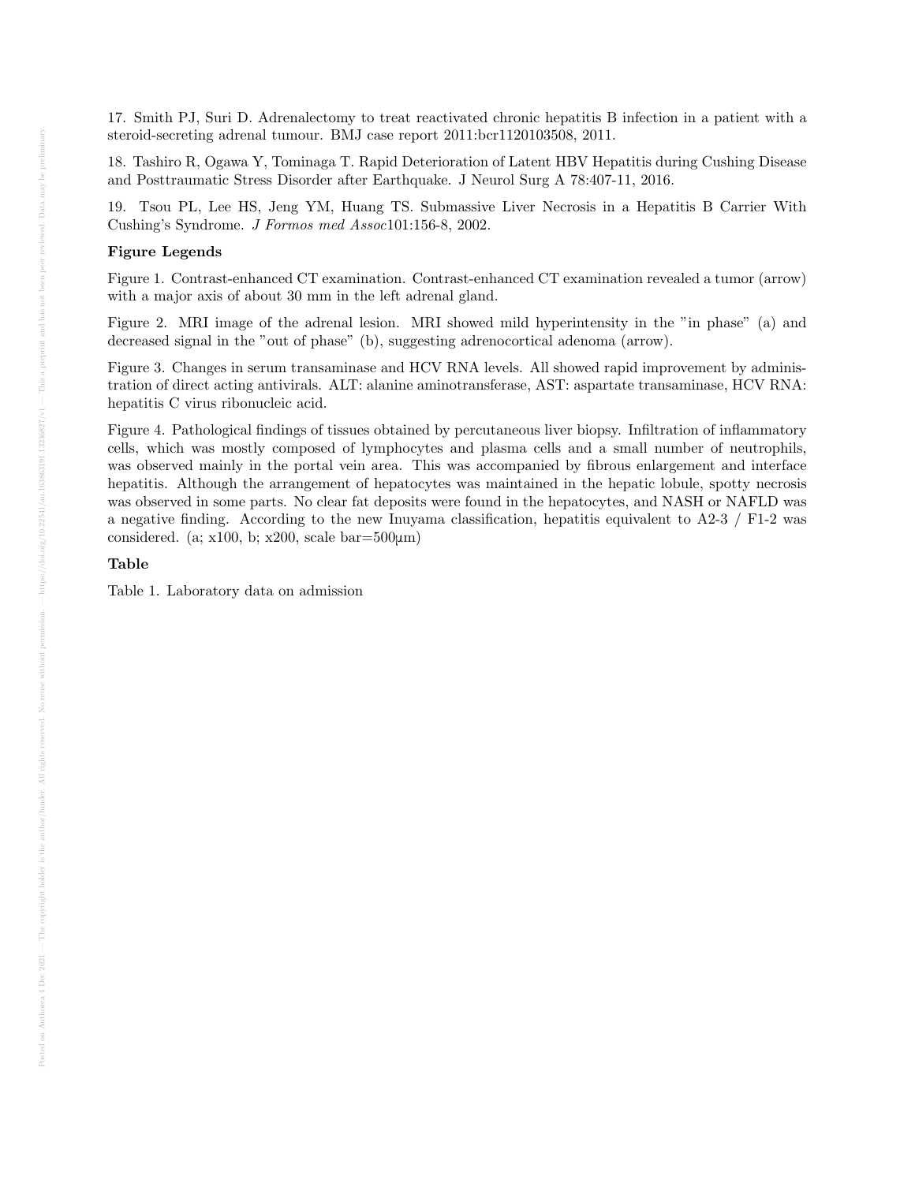17. Smith PJ, Suri D. Adrenalectomy to treat reactivated chronic hepatitis B infection in a patient with a steroid-secreting adrenal tumour. BMJ case report 2011:bcr1120103508, 2011.

18. Tashiro R, Ogawa Y, Tominaga T. Rapid Deterioration of Latent HBV Hepatitis during Cushing Disease and Posttraumatic Stress Disorder after Earthquake. J Neurol Surg A 78:407-11, 2016.

19. Tsou PL, Lee HS, Jeng YM, Huang TS. Submassive Liver Necrosis in a Hepatitis B Carrier With Cushing's Syndrome. *J Formos med Assoc*101:156-8, 2002.

**Figure Legends**

Figure 1. Contrast-enhanced CT examination. Contrast-enhanced CT examination revealed a tumor (arrow) with a major axis of about 30 mm in the left adrenal gland.

Figure 2. MRI image of the adrenal lesion. MRI showed mild hyperintensity in the "in phase" (a) and decreased signal in the "out of phase" (b), suggesting adrenocortical adenoma (arrow).

Figure 3. Changes in serum transaminase and HCV RNA levels. All showed rapid improvement by administration of direct acting antivirals. ALT: alanine aminotransferase, AST: aspartate transaminase, HCV RNA: hepatitis C virus ribonucleic acid.

Figure 4. Pathological findings of tissues obtained by percutaneous liver biopsy. Infiltration of inflammatory cells, which was mostly composed of lymphocytes and plasma cells and a small number of neutrophils, was observed mainly in the portal vein area. This was accompanied by fibrous enlargement and interface hepatitis. Although the arrangement of hepatocytes was maintained in the hepatic lobule, spotty necrosis was observed in some parts. No clear fat deposits were found in the hepatocytes, and NASH or NAFLD was a negative finding. According to the new Inuyama classification, hepatitis equivalent to A2-3 / F1-2 was considered. (a; x100, b; x200, scale bar=500µm)

**Table**

Table 1. Laboratory data on admission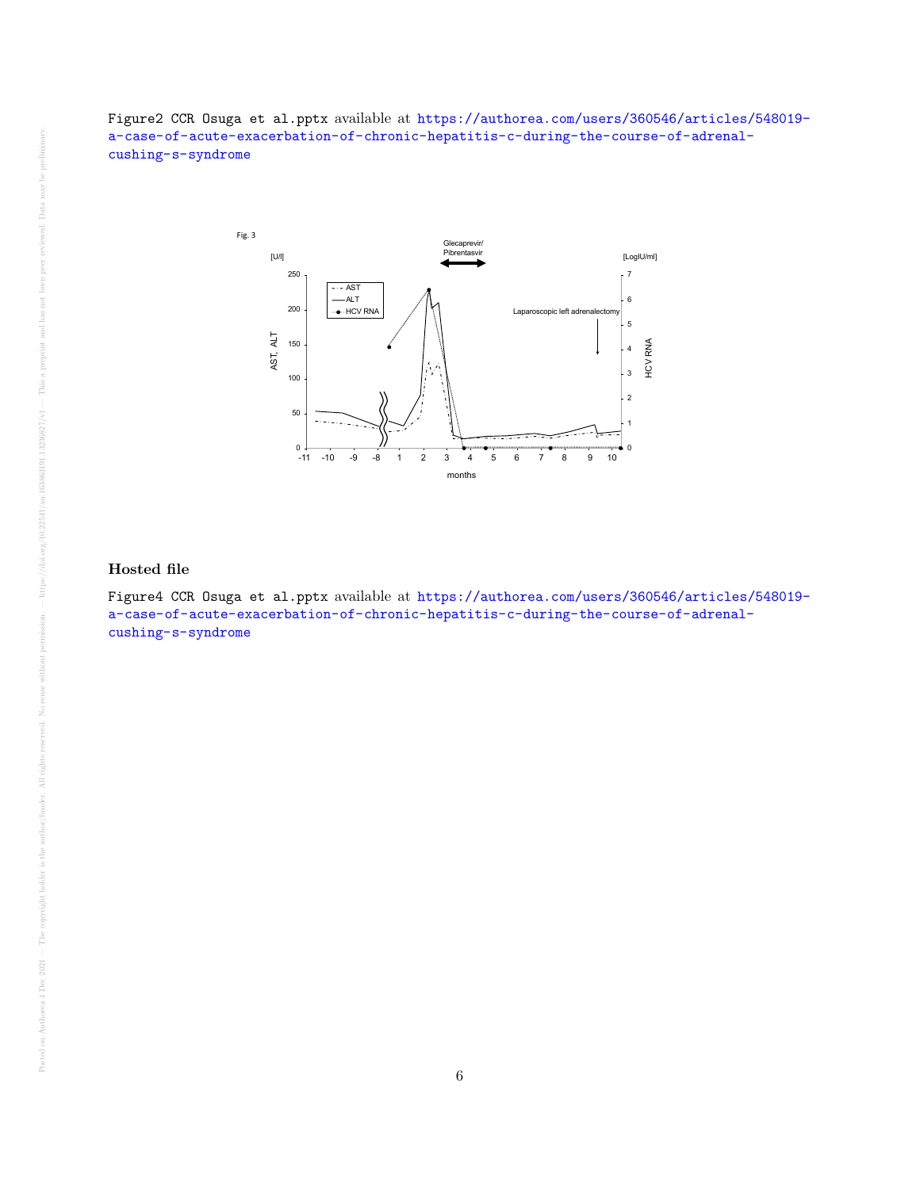Figure2 CCR Osuga et al.pptx available at https://authorea.com/users/360546/articles/548019-a-case-of-acute-exacerbation-of-chronic-hepatitis-c-during-the-course-of-adrenal-cushing-s-syndrome

Fig. 3

Glecaprevir/
Pibrentasvir

[U/l]

[LogIU/ml]

AST

ALT

HCV RNA

Laparoscopic left adrenalectomy

AST, ALT

HCV RNA

250
200
150
100
50
0

7
6
5
4
3
2
1
0

-11 -10 -9 -8 1 2 3 4 5 6 7 8 9 10

months

## Hosted file

Figure4 CCR Osuga et al.pptx available at https://authorea.com/users/360546/articles/548019-a-case-of-acute-exacerbation-of-chronic-hepatitis-c-during-the-course-of-adrenal-cushing-s-syndrome